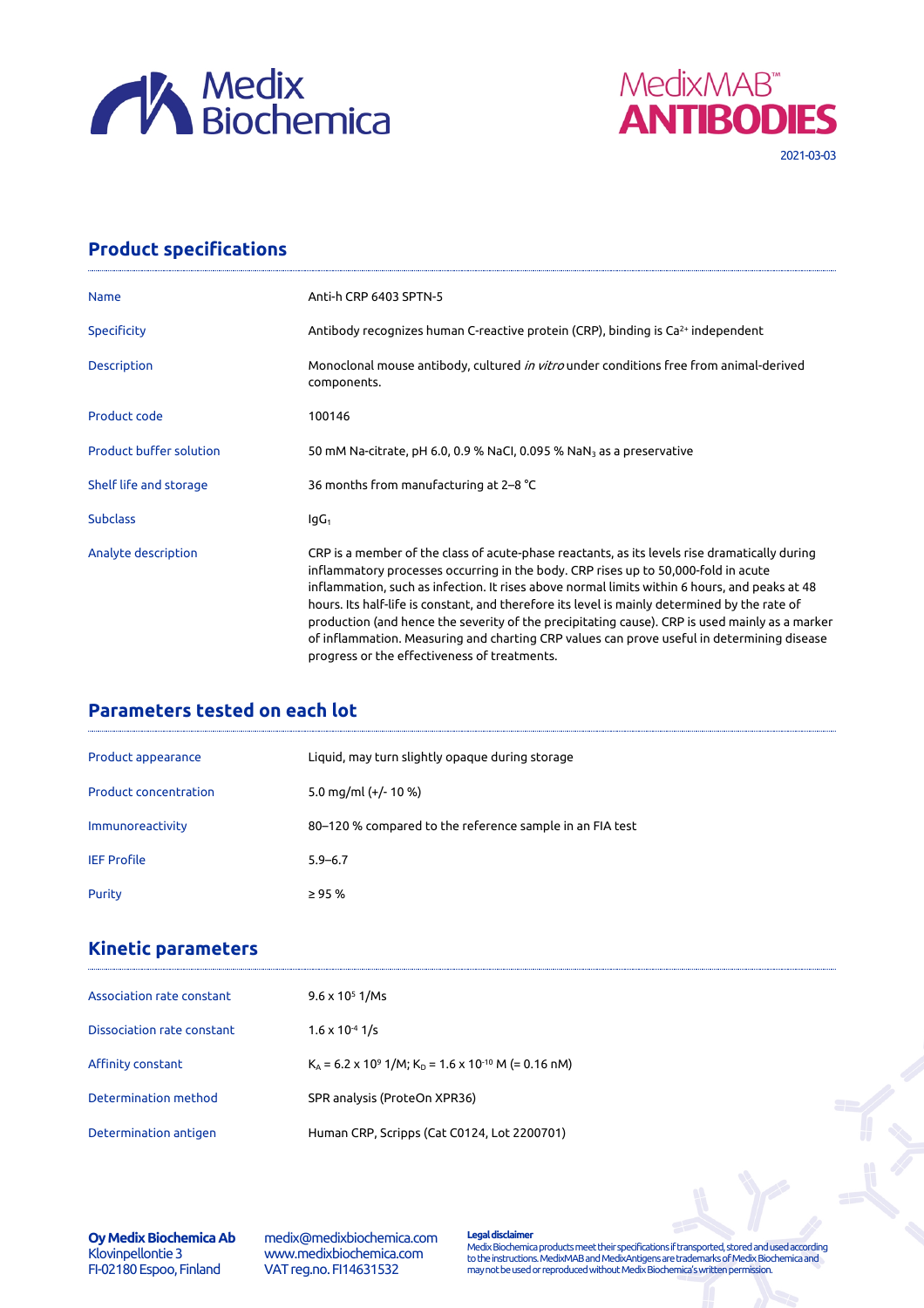Medix Biochemica

MedixMAB™ **ANTIBODIES**

2021-03-03

## Product specifications

| | |
|---|---|
| Name | Anti-h CRP 6403 SPTN-5 |
| Specificity | Antibody recognizes human C-reactive protein (CRP), binding is $Ca^{2+}$ independent |
| Description | Monoclonal mouse antibody, cultured *in vitro* under conditions free from animal-derived components. |
| Product code | 100146 |
| Product buffer solution | 50 mM Na-citrate, pH 6.0, 0.9 % NaCl, 0.095 % $NaN_3$ as a preservative |
| Shelf life and storage | 36 months from manufacturing at 2–8 °C |
| Subclass | $IgG_1$ |
| Analyte description | CRP is a member of the class of acute-phase reactants, as its levels rise dramatically during inflammatory processes occurring in the body. CRP rises up to 50,000-fold in acute inflammation, such as infection. It rises above normal limits within 6 hours, and peaks at 48 hours. Its half-life is constant, and therefore its level is mainly determined by the rate of production (and hence the severity of the precipitating cause). CRP is used mainly as a marker of inflammation. Measuring and charting CRP values can prove useful in determining disease progress or the effectiveness of treatments. |

## Parameters tested on each lot

| | |
|---|---|
| Product appearance | Liquid, may turn slightly opaque during storage |
| Product concentration | 5.0 mg/ml (+/- 10 %) |
| Immunoreactivity | 80–120 % compared to the reference sample in an FIA test |
| IEF Profile | 5.9–6.7 |
| Purity | ≥ 95 % |

## Kinetic parameters

| | |
|---|---|
| Association rate constant | $9.6 \times 10^{5}$ 1/Ms |
| Dissociation rate constant | $1.6 \times 10^{-4}$ 1/s |
| Affinity constant | $K_A = 6.2 \times 10^{9}$ 1/M; $K_D = 1.6 \times 10^{-10}$ M (= 0.16 nM) |
| Determination method | SPR analysis (ProteOn XPR36) |
| Determination antigen | Human CRP, Scripps (Cat C0124, Lot 2200701) |

**Oy Medix Biochemica Ab**
Klovinpellontie 3
FI-02180 Espoo, Finland

medix@medixbiochemica.com
www.medixbiochemica.com
VAT reg.no. FI14631532

**Legal disclaimer**
Medix Biochemica products meet their specifications if transported, stored and used according to the instructions. MedixMAB and MedixAntigens are trademarks of Medix Biochemica and may not be used or reproduced without Medix Biochemica's written permission.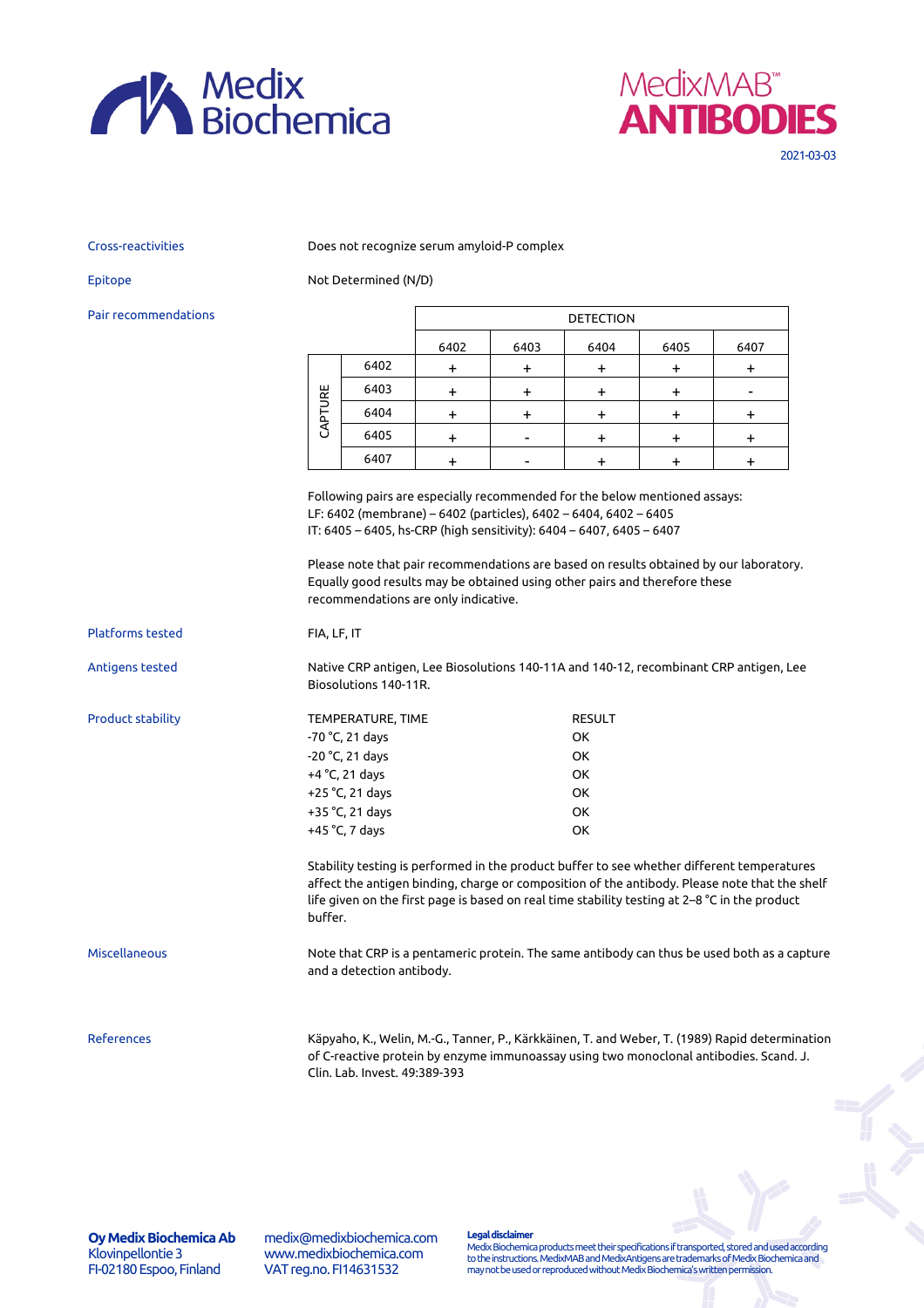| | |
|---|---|
| Cross-reactivities | Does not recognize serum amyloid-P complex |
| Epitope | Not Determined (N/D) |

**Pair recommendations**

| CAPTURE \ DETECTION | 6402 | 6403 | 6404 | 6405 | 6407 |
|---|---|---|---|---|---|
| 6402 | + | + | + | + | + |
| 6403 | + | + | + | + | - |
| 6404 | + | + | + | + | + |
| 6405 | + | - | + | + | + |
| 6407 | + | - | + | + | + |

Following pairs are especially recommended for the below mentioned assays:
LF: 6402 (membrane) – 6402 (particles), 6402 – 6404, 6402 – 6405
IT: 6405 – 6405, hs-CRP (high sensitivity): 6404 – 6407, 6405 – 6407

Please note that pair recommendations are based on results obtained by our laboratory. Equally good results may be obtained using other pairs and therefore these recommendations are only indicative.

**Platforms tested**

FIA, LF, IT

**Antigens tested**

Native CRP antigen, Lee Biosolutions 140-11A and 140-12, recombinant CRP antigen, Lee Biosolutions 140-11R.

**Product stability**

| TEMPERATURE, TIME | RESULT |
|---|---|
| -70 °C, 21 days | OK |
| -20 °C, 21 days | OK |
| +4 °C, 21 days | OK |
| +25 °C, 21 days | OK |
| +35 °C, 21 days | OK |
| +45 °C, 7 days | OK |

Stability testing is performed in the product buffer to see whether different temperatures affect the antigen binding, charge or composition of the antibody. Please note that the shelf life given on the first page is based on real time stability testing at 2–8 °C in the product buffer.

**Miscellaneous**

Note that CRP is a pentameric protein. The same antibody can thus be used both as a capture and a detection antibody.

**References**

Käpyaho, K., Welin, M.-G., Tanner, P., Kärkkäinen, T. and Weber, T. (1989) Rapid determination of C-reactive protein by enzyme immunoassay using two monoclonal antibodies. Scand. J. Clin. Lab. Invest. 49:389-393